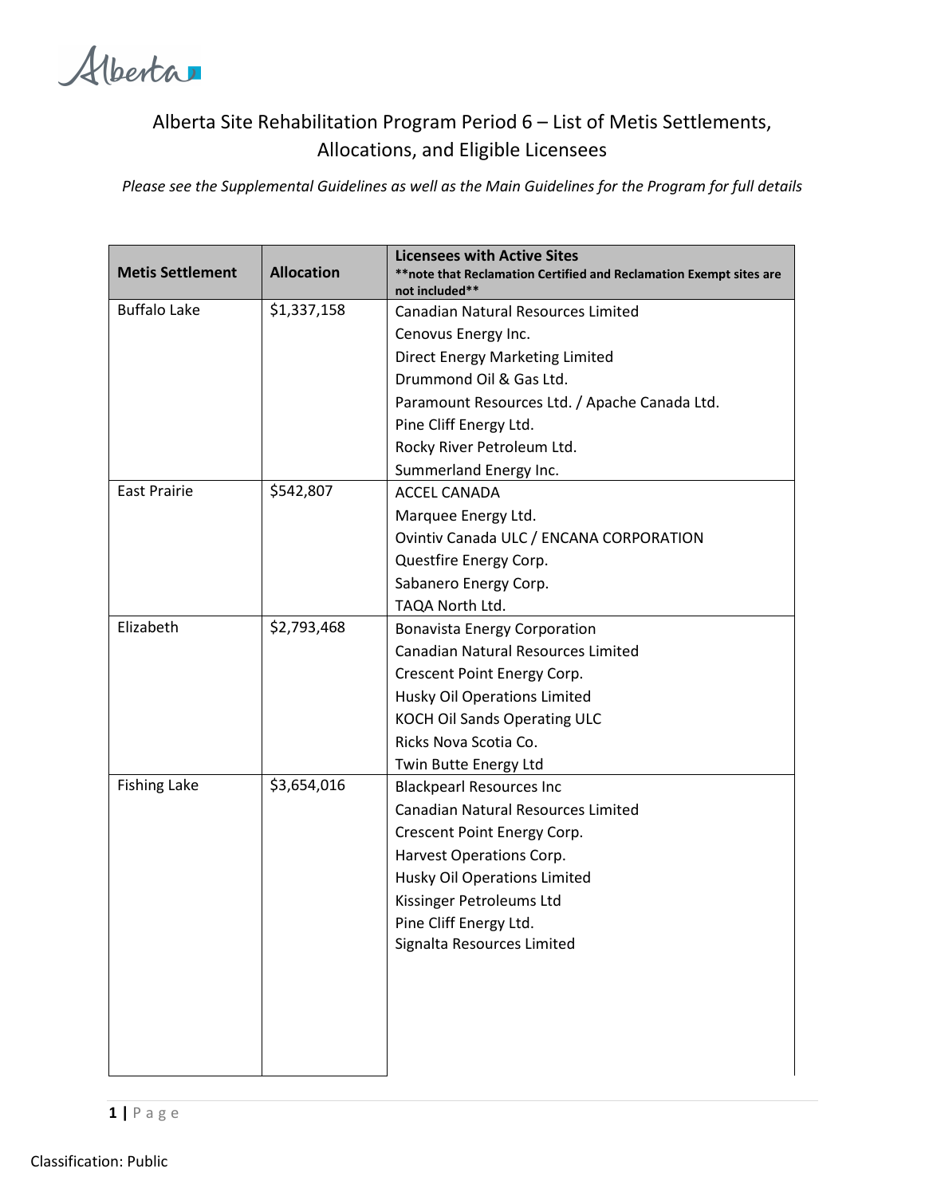Alberta

# Alberta Site Rehabilitation Program Period 6 – List of Metis Settlements, Allocations, and Eligible Licensees

*Please see the Supplemental Guidelines as well as the Main Guidelines for the Program for full details*

| Metis Settlement | Allocation | Licensees with Active Sites **note that Reclamation Certified and Reclamation Exempt sites are not included** |
|---|---|---|
| Buffalo Lake | $1,337,158 | Canadian Natural Resources Limited<br>Cenovus Energy Inc.<br>Direct Energy Marketing Limited<br>Drummond Oil & Gas Ltd.<br>Paramount Resources Ltd. / Apache Canada Ltd.<br>Pine Cliff Energy Ltd.<br>Rocky River Petroleum Ltd.<br>Summerland Energy Inc. |
| East Prairie | $542,807 | ACCEL CANADA<br>Marquee Energy Ltd.<br>Ovintiv Canada ULC / ENCANA CORPORATION<br>Questfire Energy Corp.<br>Sabanero Energy Corp.<br>TAQA North Ltd. |
| Elizabeth | $2,793,468 | Bonavista Energy Corporation<br>Canadian Natural Resources Limited<br>Crescent Point Energy Corp.<br>Husky Oil Operations Limited<br>KOCH Oil Sands Operating ULC<br>Ricks Nova Scotia Co.<br>Twin Butte Energy Ltd |
| Fishing Lake | $3,654,016 | Blackpearl Resources Inc<br>Canadian Natural Resources Limited<br>Crescent Point Energy Corp.<br>Harvest Operations Corp.<br>Husky Oil Operations Limited<br>Kissinger Petroleums Ltd<br>Pine Cliff Energy Ltd.<br>Signalta Resources Limited |

Classification: Public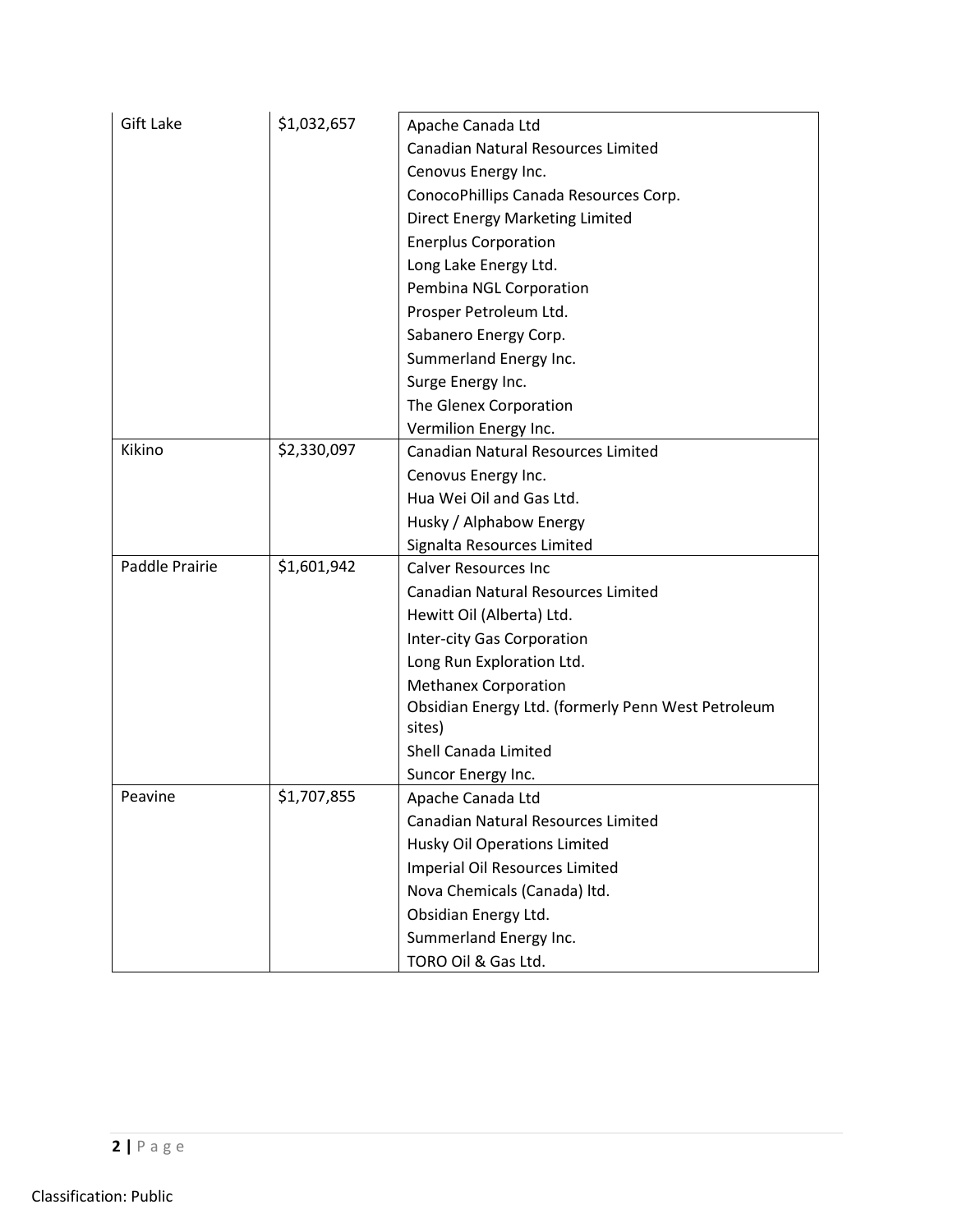| | | |
|---|---|---|
| Gift Lake | $1,032,657 | Apache Canada Ltd<br>Canadian Natural Resources Limited<br>Cenovus Energy Inc.<br>ConocoPhillips Canada Resources Corp.<br>Direct Energy Marketing Limited<br>Enerplus Corporation<br>Long Lake Energy Ltd.<br>Pembina NGL Corporation<br>Prosper Petroleum Ltd.<br>Sabanero Energy Corp.<br>Summerland Energy Inc.<br>Surge Energy Inc.<br>The Glenex Corporation<br>Vermilion Energy Inc. |
| Kikino | $2,330,097 | Canadian Natural Resources Limited<br>Cenovus Energy Inc.<br>Hua Wei Oil and Gas Ltd.<br>Husky / Alphabow Energy<br>Signalta Resources Limited |
| Paddle Prairie | $1,601,942 | Calver Resources Inc<br>Canadian Natural Resources Limited<br>Hewitt Oil (Alberta) Ltd.<br>Inter-city Gas Corporation<br>Long Run Exploration Ltd.<br>Methanex Corporation<br>Obsidian Energy Ltd. (formerly Penn West Petroleum sites)<br>Shell Canada Limited<br>Suncor Energy Inc. |
| Peavine | $1,707,855 | Apache Canada Ltd<br>Canadian Natural Resources Limited<br>Husky Oil Operations Limited<br>Imperial Oil Resources Limited<br>Nova Chemicals (Canada) ltd.<br>Obsidian Energy Ltd.<br>Summerland Energy Inc.<br>TORO Oil & Gas Ltd. |

Classification: Public